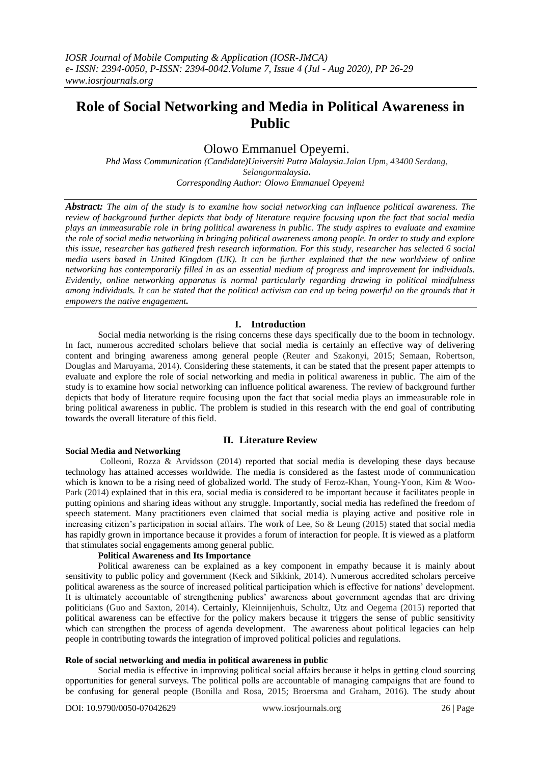# Role of Social Networking and Media in Political Awareness in Public

Olowo Emmanuel Opeyemi.

*Phd Mass Communication (Candidate)Universiti Putra Malaysia.Jalan Upm, 43400 Serdang, Selangormalaysia.*
*Corresponding Author: Olowo Emmanuel Opeyemi*

***Abstract:** The aim of the study is to examine how social networking can influence political awareness. The review of background further depicts that body of literature require focusing upon the fact that social media plays an immeasurable role in bring political awareness in public. The study aspires to evaluate and examine the role of social media networking in bringing political awareness among people. In order to study and explore this issue, researcher has gathered fresh research information. For this study, researcher has selected 6 social media users based in United Kingdom (UK). It can be further explained that the new worldview of online networking has contemporarily filled in as an essential medium of progress and improvement for individuals. Evidently, online networking apparatus is normal particularly regarding drawing in political mindfulness among individuals. It can be stated that the political activism can end up being powerful on the grounds that it empowers the native engagement.*

## I. Introduction

Social media networking is the rising concerns these days specifically due to the boom in technology. In fact, numerous accredited scholars believe that social media is certainly an effective way of delivering content and bringing awareness among general people (Reuter and Szakonyi, 2015; Semaan, Robertson, Douglas and Maruyama, 2014). Considering these statements, it can be stated that the present paper attempts to evaluate and explore the role of social networking and media in political awareness in public. The aim of the study is to examine how social networking can influence political awareness. The review of background further depicts that body of literature require focusing upon the fact that social media plays an immeasurable role in bring political awareness in public. The problem is studied in this research with the end goal of contributing towards the overall literature of this field.

## II. Literature Review

### Social Media and Networking

Colleoni, Rozza & Arvidsson (2014) reported that social media is developing these days because technology has attained accesses worldwide. The media is considered as the fastest mode of communication which is known to be a rising need of globalized world. The study of Feroz-Khan, Young-Yoon, Kim & Woo-Park (2014) explained that in this era, social media is considered to be important because it facilitates people in putting opinions and sharing ideas without any struggle. Importantly, social media has redefined the freedom of speech statement. Many practitioners even claimed that social media is playing active and positive role in increasing citizen's participation in social affairs. The work of Lee, So & Leung (2015) stated that social media has rapidly grown in importance because it provides a forum of interaction for people. It is viewed as a platform that stimulates social engagements among general public.

### Political Awareness and Its Importance

Political awareness can be explained as a key component in empathy because it is mainly about sensitivity to public policy and government (Keck and Sikkink, 2014). Numerous accredited scholars perceive political awareness as the source of increased political participation which is effective for nations' development. It is ultimately accountable of strengthening publics' awareness about government agendas that are driving politicians (Guo and Saxton, 2014). Certainly, Kleinnijenhuis, Schultz, Utz and Oegema (2015) reported that political awareness can be effective for the policy makers because it triggers the sense of public sensitivity which can strengthen the process of agenda development. The awareness about political legacies can help people in contributing towards the integration of improved political policies and regulations.

### Role of social networking and media in political awareness in public

Social media is effective in improving political social affairs because it helps in getting cloud sourcing opportunities for general surveys. The political polls are accountable of managing campaigns that are found to be confusing for general people (Bonilla and Rosa, 2015; Broersma and Graham, 2016). The study about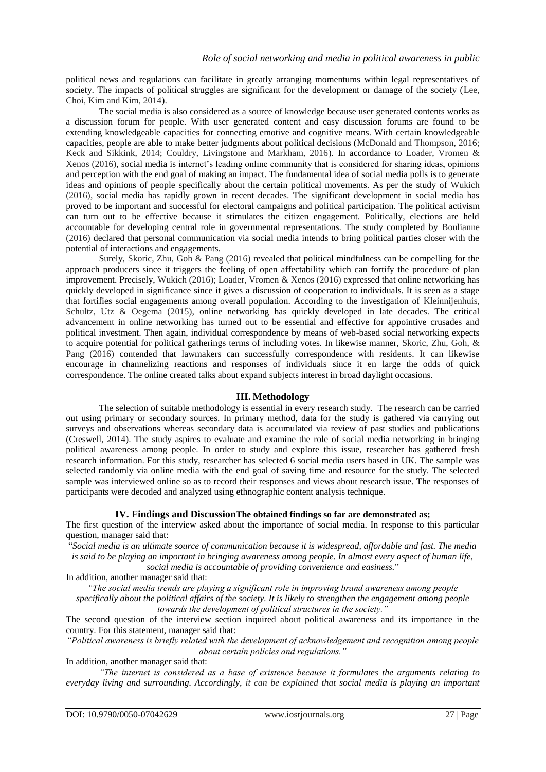political news and regulations can facilitate in greatly arranging momentums within legal representatives of society. The impacts of political struggles are significant for the development or damage of the society (Lee, Choi, Kim and Kim, 2014).

The social media is also considered as a source of knowledge because user generated contents works as a discussion forum for people. With user generated content and easy discussion forums are found to be extending knowledgeable capacities for connecting emotive and cognitive means. With certain knowledgeable capacities, people are able to make better judgments about political decisions (McDonald and Thompson, 2016; Keck and Sikkink, 2014; Couldry, Livingstone and Markham, 2016). In accordance to Loader, Vromen & Xenos (2016), social media is internet's leading online community that is considered for sharing ideas, opinions and perception with the end goal of making an impact. The fundamental idea of social media polls is to generate ideas and opinions of people specifically about the certain political movements. As per the study of Wukich (2016), social media has rapidly grown in recent decades. The significant development in social media has proved to be important and successful for electoral campaigns and political participation. The political activism can turn out to be effective because it stimulates the citizen engagement. Politically, elections are held accountable for developing central role in governmental representations. The study completed by Boulianne (2016) declared that personal communication via social media intends to bring political parties closer with the potential of interactions and engagements.

Surely, Skoric, Zhu, Goh & Pang (2016) revealed that political mindfulness can be compelling for the approach producers since it triggers the feeling of open affectability which can fortify the procedure of plan improvement. Precisely, Wukich (2016); Loader, Vromen & Xenos (2016) expressed that online networking has quickly developed in significance since it gives a discussion of cooperation to individuals. It is seen as a stage that fortifies social engagements among overall population. According to the investigation of Kleinnijenhuis, Schultz, Utz & Oegema (2015), online networking has quickly developed in late decades. The critical advancement in online networking has turned out to be essential and effective for appointive crusades and political investment. Then again, individual correspondence by means of web-based social networking expects to acquire potential for political gatherings terms of including votes. In likewise manner, Skoric, Zhu, Goh, & Pang (2016) contended that lawmakers can successfully correspondence with residents. It can likewise encourage in channelizing reactions and responses of individuals since it en large the odds of quick correspondence. The online created talks about expand subjects interest in broad daylight occasions.

## III. Methodology

The selection of suitable methodology is essential in every research study. The research can be carried out using primary or secondary sources. In primary method, data for the study is gathered via carrying out surveys and observations whereas secondary data is accumulated via review of past studies and publications (Creswell, 2014). The study aspires to evaluate and examine the role of social media networking in bringing political awareness among people. In order to study and explore this issue, researcher has gathered fresh research information. For this study, researcher has selected 6 social media users based in UK. The sample was selected randomly via online media with the end goal of saving time and resource for the study. The selected sample was interviewed online so as to record their responses and views about research issue. The responses of participants were decoded and analyzed using ethnographic content analysis technique.

## IV. Findings and Discussion

**The obtained findings so far are demonstrated as;**

The first question of the interview asked about the importance of social media. In response to this particular question, manager said that:

"*Social media is an ultimate source of communication because it is widespread, affordable and fast. The media is said to be playing an important in bringing awareness among people. In almost every aspect of human life, social media is accountable of providing convenience and easiness.*"

In addition, another manager said that:

*"The social media trends are playing a significant role in improving brand awareness among people specifically about the political affairs of the society. It is likely to strengthen the engagement among people towards the development of political structures in the society."*

The second question of the interview section inquired about political awareness and its importance in the country. For this statement, manager said that:

*"Political awareness is briefly related with the development of acknowledgement and recognition among people about certain policies and regulations."*

In addition, another manager said that:

*"The internet is considered as a base of existence because it formulates the arguments relating to everyday living and surrounding. Accordingly, it can be explained that social media is playing an important*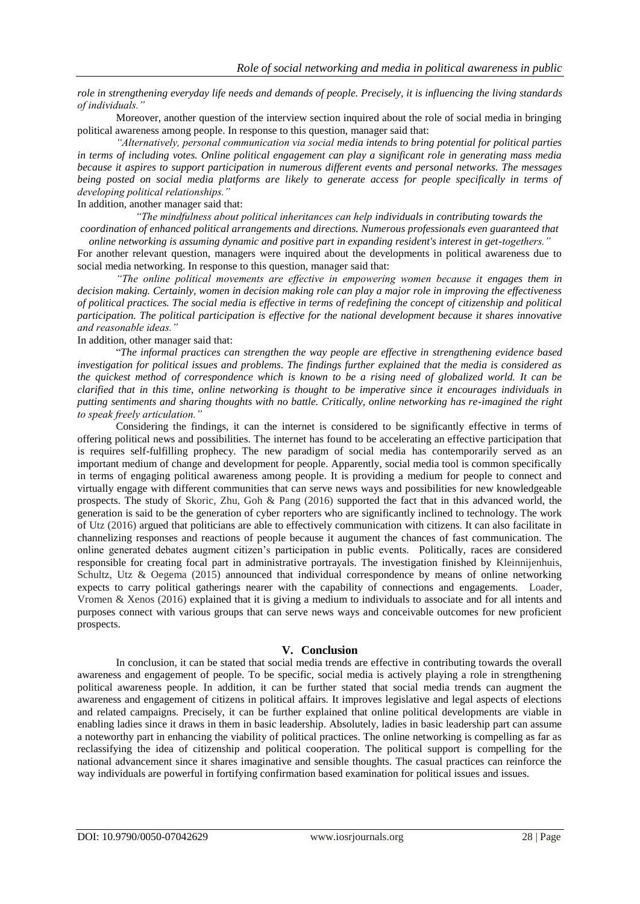*role in strengthening everyday life needs and demands of people. Precisely, it is influencing the living standards of individuals."*

Moreover, another question of the interview section inquired about the role of social media in bringing political awareness among people. In response to this question, manager said that:

*"Alternatively, personal communication via social media intends to bring potential for political parties in terms of including votes. Online political engagement can play a significant role in generating mass media because it aspires to support participation in numerous different events and personal networks. The messages being posted on social media platforms are likely to generate access for people specifically in terms of developing political relationships."*

In addition, another manager said that:

*"The mindfulness about political inheritances can help individuals in contributing towards the coordination of enhanced political arrangements and directions. Numerous professionals even guaranteed that online networking is assuming dynamic and positive part in expanding resident's interest in get-togethers."*

For another relevant question, managers were inquired about the developments in political awareness due to social media networking. In response to this question, manager said that:

*"The online political movements are effective in empowering women because it engages them in decision making. Certainly, women in decision making role can play a major role in improving the effectiveness of political practices. The social media is effective in terms of redefining the concept of citizenship and political participation. The political participation is effective for the national development because it shares innovative and reasonable ideas."*

In addition, other manager said that:

"*The informal practices can strengthen the way people are effective in strengthening evidence based investigation for political issues and problems. The findings further explained that the media is considered as the quickest method of correspondence which is known to be a rising need of globalized world. It can be clarified that in this time, online networking is thought to be imperative since it encourages individuals in putting sentiments and sharing thoughts with no battle. Critically, online networking has re-imagined the right to speak freely articulation."*

Considering the findings, it can the internet is considered to be significantly effective in terms of offering political news and possibilities. The internet has found to be accelerating an effective participation that is requires self-fulfilling prophecy. The new paradigm of social media has contemporarily served as an important medium of change and development for people. Apparently, social media tool is common specifically in terms of engaging political awareness among people. It is providing a medium for people to connect and virtually engage with different communities that can serve news ways and possibilities for new knowledgeable prospects. The study of Skoric, Zhu, Goh & Pang (2016) supported the fact that in this advanced world, the generation is said to be the generation of cyber reporters who are significantly inclined to technology. The work of Utz (2016) argued that politicians are able to effectively communication with citizens. It can also facilitate in channelizing responses and reactions of people because it augument the chances of fast communication. The online generated debates augment citizen's participation in public events. Politically, races are considered responsible for creating focal part in administrative portrayals. The investigation finished by Kleinnijenhuis, Schultz, Utz & Oegema (2015) announced that individual correspondence by means of online networking expects to carry political gatherings nearer with the capability of connections and engagements. Loader, Vromen & Xenos (2016) explained that it is giving a medium to individuals to associate and for all intents and purposes connect with various groups that can serve news ways and conceivable outcomes for new proficient prospects.

## V. Conclusion

In conclusion, it can be stated that social media trends are effective in contributing towards the overall awareness and engagement of people. To be specific, social media is actively playing a role in strengthening political awareness people. In addition, it can be further stated that social media trends can augment the awareness and engagement of citizens in political affairs. It improves legislative and legal aspects of elections and related campaigns. Precisely, it can be further explained that online political developments are viable in enabling ladies since it draws in them in basic leadership. Absolutely, ladies in basic leadership part can assume a noteworthy part in enhancing the viability of political practices. The online networking is compelling as far as reclassifying the idea of citizenship and political cooperation. The political support is compelling for the national advancement since it shares imaginative and sensible thoughts. The casual practices can reinforce the way individuals are powerful in fortifying confirmation based examination for political issues and issues.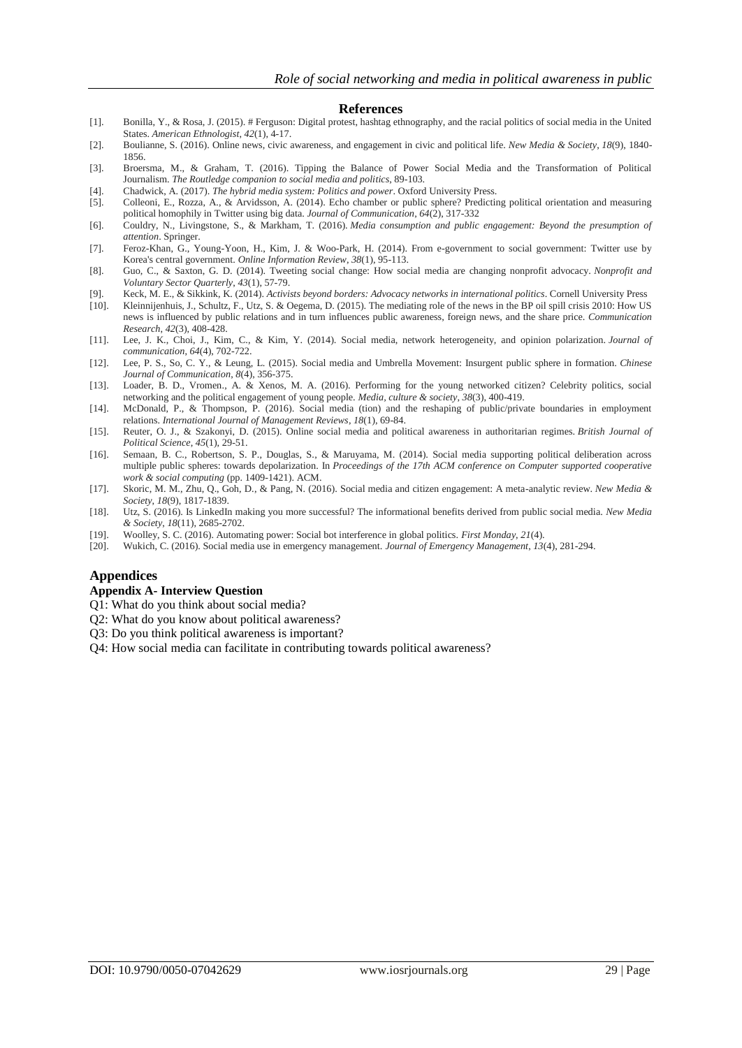## References

[1]. Bonilla, Y., & Rosa, J. (2015). # Ferguson: Digital protest, hashtag ethnography, and the racial politics of social media in the United States. *American Ethnologist*, *42*(1), 4-17.

[2]. Boulianne, S. (2016). Online news, civic awareness, and engagement in civic and political life. *New Media & Society*, *18*(9), 1840-1856.

[3]. Broersma, M., & Graham, T. (2016). Tipping the Balance of Power Social Media and the Transformation of Political Journalism. *The Routledge companion to social media and politics*, 89-103.

[4]. Chadwick, A. (2017). *The hybrid media system: Politics and power*. Oxford University Press.

[5]. Colleoni, E., Rozza, A., & Arvidsson, A. (2014). Echo chamber or public sphere? Predicting political orientation and measuring political homophily in Twitter using big data. *Journal of Communication*, *64*(2), 317-332

[6]. Couldry, N., Livingstone, S., & Markham, T. (2016). *Media consumption and public engagement: Beyond the presumption of attention*. Springer.

[7]. Feroz-Khan, G., Young-Yoon, H., Kim, J. & Woo-Park, H. (2014). From e-government to social government: Twitter use by Korea's central government. *Online Information Review*, *38*(1), 95-113.

[8]. Guo, C., & Saxton, G. D. (2014). Tweeting social change: How social media are changing nonprofit advocacy. *Nonprofit and Voluntary Sector Quarterly*, *43*(1), 57-79.

[9]. Keck, M. E., & Sikkink, K. (2014). *Activists beyond borders: Advocacy networks in international politics*. Cornell University Press

[10]. Kleinnijenhuis, J., Schultz, F., Utz, S. & Oegema, D. (2015). The mediating role of the news in the BP oil spill crisis 2010: How US news is influenced by public relations and in turn influences public awareness, foreign news, and the share price. *Communication Research*, *42*(3), 408-428.

[11]. Lee, J. K., Choi, J., Kim, C., & Kim, Y. (2014). Social media, network heterogeneity, and opinion polarization. *Journal of communication*, *64*(4), 702-722.

[12]. Lee, P. S., So, C. Y., & Leung, L. (2015). Social media and Umbrella Movement: Insurgent public sphere in formation. *Chinese Journal of Communication*, *8*(4), 356-375.

[13]. Loader, B. D., Vromen., A. & Xenos, M. A. (2016). Performing for the young networked citizen? Celebrity politics, social networking and the political engagement of young people. *Media, culture & society*, *38*(3), 400-419.

[14]. McDonald, P., & Thompson, P. (2016). Social media (tion) and the reshaping of public/private boundaries in employment relations. *International Journal of Management Reviews*, *18*(1), 69-84.

[15]. Reuter, O. J., & Szakonyi, D. (2015). Online social media and political awareness in authoritarian regimes. *British Journal of Political Science*, *45*(1), 29-51.

[16]. Semaan, B. C., Robertson, S. P., Douglas, S., & Maruyama, M. (2014). Social media supporting political deliberation across multiple public spheres: towards depolarization. In *Proceedings of the 17th ACM conference on Computer supported cooperative work & social computing* (pp. 1409-1421). ACM.

[17]. Skoric, M. M., Zhu, Q., Goh, D., & Pang, N. (2016). Social media and citizen engagement: A meta-analytic review. *New Media & Society*, *18*(9), 1817-1839.

[18]. Utz, S. (2016). Is LinkedIn making you more successful? The informational benefits derived from public social media. *New Media & Society*, *18*(11), 2685-2702.

[19]. Woolley, S. C. (2016). Automating power: Social bot interference in global politics. *First Monday*, *21*(4).

[20]. Wukich, C. (2016). Social media use in emergency management. *Journal of Emergency Management*, *13*(4), 281-294.

## Appendices

### Appendix A- Interview Question

Q1: What do you think about social media?

Q2: What do you know about political awareness?

Q3: Do you think political awareness is important?

Q4: How social media can facilitate in contributing towards political awareness?